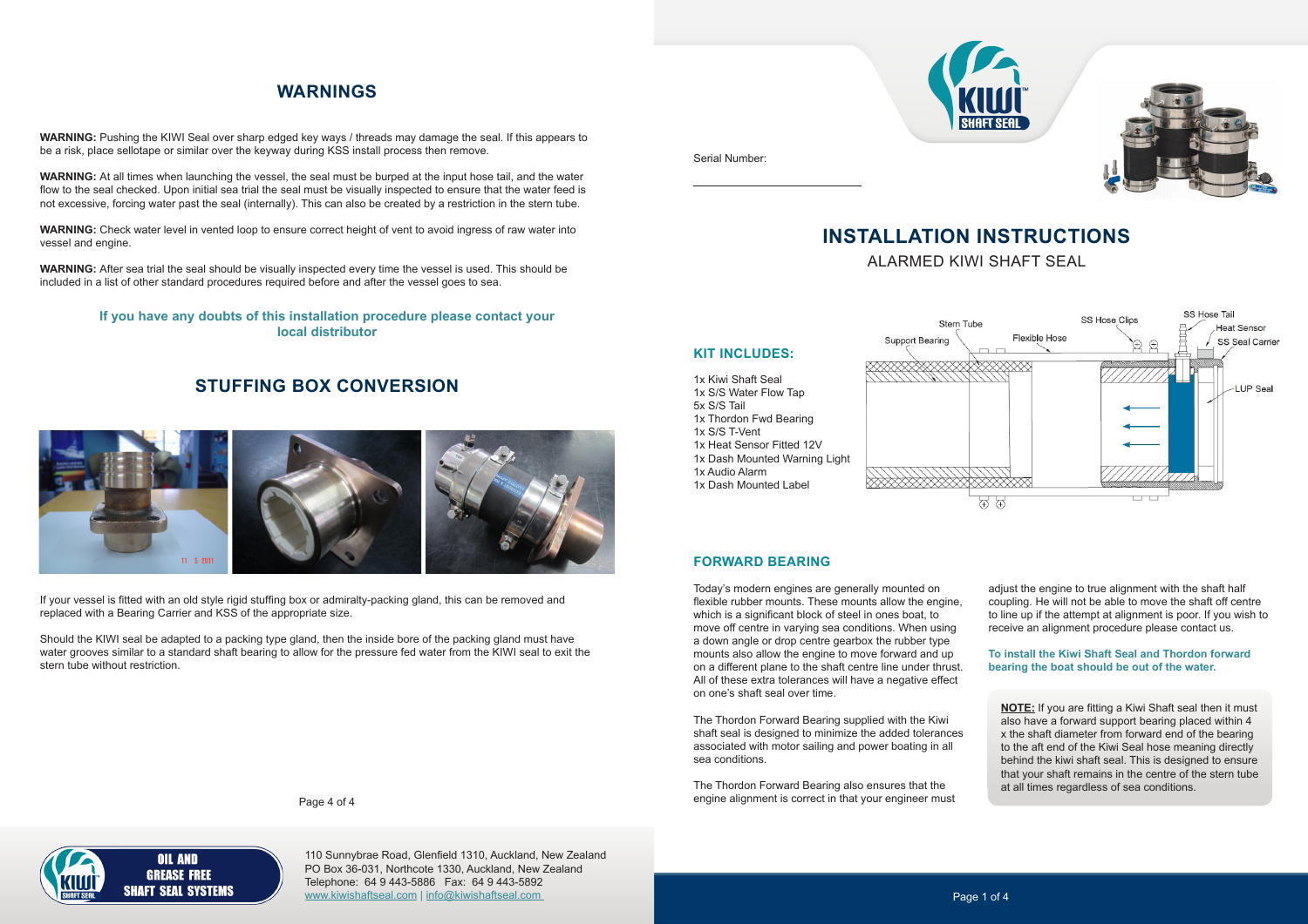## WARNINGS

**WARNING:** Pushing the KIWI Seal over sharp edged key ways / threads may damage the seal. If this appears to be a risk, place sellotape or similar over the keyway during KSS install process then remove.

**WARNING:** At all times when launching the vessel, the seal must be burped at the input hose tail, and the water flow to the seal checked. Upon initial sea trial the seal must be visually inspected to ensure that the water feed is not excessive, forcing water past the seal (internally). This can also be created by a restriction in the stern tube.

**WARNING:** Check water level in vented loop to ensure correct height of vent to avoid ingress of raw water into vessel and engine.

**WARNING:** After sea trial the seal should be visually inspected every time the vessel is used. This should be included in a list of other standard procedures required before and after the vessel goes to sea.

**If you have any doubts of this installation procedure please contact your local distributor**

## STUFFING BOX CONVERSION

If your vessel is fitted with an old style rigid stuffing box or admiralty-packing gland, this can be removed and replaced with a Bearing Carrier and KSS of the appropriate size.

Should the KIWI seal be adapted to a packing type gland, then the inside bore of the packing gland must have water grooves similar to a standard shaft bearing to allow for the pressure fed water from the KIWI seal to exit the stern tube without restriction.

OIL AND GREASE FREE SHAFT SEAL SYSTEMS

110 Sunnybrae Road, Glenfield 1310, Auckland, New Zealand
PO Box 36-031, Northcote 1330, Auckland, New Zealand
Telephone: 64 9 443-5886 Fax: 64 9 443-5892
www.kiwishaftseal.com | info@kiwishaftseal.com

Serial Number: ____________________

# INSTALLATION INSTRUCTIONS

ALARMED KIWI SHAFT SEAL

### KIT INCLUDES:

1x Kiwi Shaft Seal
1x S/S Water Flow Tap
5x S/S Tail
1x Thordon Fwd Bearing
1x S/S T-Vent
1x Heat Sensor Fitted 12V
1x Dash Mounted Warning Light
1x Audio Alarm
1x Dash Mounted Label

Stern Tube, Support Bearing, Flexible Hose, SS Hose Clips, SS Hose Tail, Heat Sensor, SS Seal Carrier, LUP Seal

### FORWARD BEARING

Today's modern engines are generally mounted on flexible rubber mounts. These mounts allow the engine, which is a significant block of steel in ones boat, to move off centre in varying sea conditions. When using a down angle or drop centre gearbox the rubber type mounts also allow the engine to move forward and up on a different plane to the shaft centre line under thrust. All of these extra tolerances will have a negative effect on one's shaft seal over time.

The Thordon Forward Bearing supplied with the Kiwi shaft seal is designed to minimize the added tolerances associated with motor sailing and power boating in all sea conditions.

The Thordon Forward Bearing also ensures that the engine alignment is correct in that your engineer must adjust the engine to true alignment with the shaft half coupling. He will not be able to move the shaft off centre to line up if the attempt at alignment is poor. If you wish to receive an alignment procedure please contact us.

**To install the Kiwi Shaft Seal and Thordon forward bearing the boat should be out of the water.**

**NOTE:** If you are fitting a Kiwi Shaft seal then it must also have a forward support bearing placed within 4 x the shaft diameter from forward end of the bearing to the aft end of the Kiwi Seal hose meaning directly behind the kiwi shaft seal. This is designed to ensure that your shaft remains in the centre of the stern tube at all times regardless of sea conditions.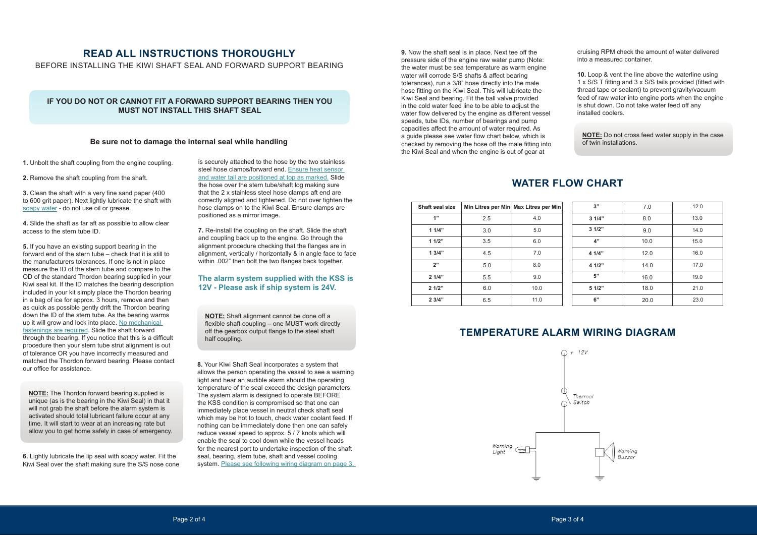# READ ALL INSTRUCTIONS THOROUGHLY

BEFORE INSTALLING THE KIWI SHAFT SEAL AND FORWARD SUPPORT BEARING

**IF YOU DO NOT OR CANNOT FIT A FORWARD SUPPORT BEARING THEN YOU MUST NOT INSTALL THIS SHAFT SEAL**

**Be sure not to damage the internal seal while handling**

**1.** Unbolt the shaft coupling from the engine coupling.

**2.** Remove the shaft coupling from the shaft.

**3.** Clean the shaft with a very fine sand paper (400 to 600 grit paper). Next lightly lubricate the shaft with soapy water - do not use oil or grease.

**4.** Slide the shaft as far aft as possible to allow clear access to the stern tube ID.

**5.** If you have an existing support bearing in the forward end of the stern tube – check that it is still to the manufacturers tolerances. If one is not in place measure the ID of the stern tube and compare to the OD of the standard Thordon bearing supplied in your Kiwi seal kit. If the ID matches the bearing description included in your kit simply place the Thordon bearing in a bag of ice for approx. 3 hours, remove and then as quick as possible gently drift the Thordon bearing down the ID of the stern tube. As the bearing warms up it will grow and lock into place. No mechanical fastenings are required. Slide the shaft forward through the bearing. If you notice that this is a difficult procedure then your stern tube strut alignment is out of tolerance OR you have incorrectly measured and matched the Thordon forward bearing. Please contact our office for assistance.

**NOTE:** The Thordon forward bearing supplied is unique (as is the bearing in the Kiwi Seal) in that it will not grab the shaft before the alarm system is activated should total lubricant failure occur at any time. It will start to wear at an increasing rate but allow you to get home safely in case of emergency.

**6.** Lightly lubricate the lip seal with soapy water. Fit the Kiwi Seal over the shaft making sure the S/S nose cone is securely attached to the hose by the two stainless steel hose clamps/forward end. Ensure heat sensor and water tail are positioned at top as marked. Slide the hose over the stern tube/shaft log making sure that the 2 x stainless steel hose clamps aft end are correctly aligned and tightened. Do not over tighten the hose clamps on to the Kiwi Seal. Ensure clamps are positioned as a mirror image.

**7.** Re-install the coupling on the shaft. Slide the shaft and coupling back up to the engine. Go through the alignment procedure checking that the flanges are in alignment, vertically / horizontally & in angle face to face within .002" then bolt the two flanges back together.

### The alarm system supplied with the KSS is 12V - Please ask if ship system is 24V.

**NOTE:** Shaft alignment cannot be done off a flexible shaft coupling – one MUST work directly off the gearbox output flange to the steel shaft half coupling.

**8.** Your Kiwi Shaft Seal incorporates a system that allows the person operating the vessel to see a warning light and hear an audible alarm should the operating temperature of the seal exceed the design parameters. The system alarm is designed to operate BEFORE the KSS condition is compromised so that one can immediately place vessel in neutral check shaft seal which may be hot to touch, check water coolant feed. If nothing can be immediately done then one can safely reduce vessel speed to approx. 5 / 7 knots which will enable the seal to cool down while the vessel heads for the nearest port to undertake inspection of the shaft seal, bearing, stern tube, shaft and vessel cooling system. Please see following wiring diagram on page 3.

**9.** Now the shaft seal is in place. Next tee off the pressure side of the engine raw water pump (Note: the water must be sea temperature as warm engine water will corrode S/S shafts & affect bearing tolerances), run a 3/8" hose directly into the male hose fitting on the Kiwi Seal. This will lubricate the Kiwi Seal and bearing. Fit the ball valve provided in the cold water feed line to be able to adjust the water flow delivered by the engine as different vessel speeds, tube IDs, number of bearings and pump capacities affect the amount of water required. As a guide please see water flow chart below, which is checked by removing the hose off the male fitting into the Kiwi Seal and when the engine is out of gear at cruising RPM check the amount of water delivered into a measured container.

**10.** Loop & vent the line above the waterline using 1 x S/S T fitting and 3 x S/S tails provided (fitted with thread tape or sealant) to prevent gravity/vacuum feed of raw water into engine ports when the engine is shut down. Do not take water feed off any installed coolers.

**NOTE:** Do not cross feed water supply in the case of twin installations.

## WATER FLOW CHART

| Shaft seal size | Min Litres per Min | Max Litres per Min |
|---|---|---|
| 1" | 2.5 | 4.0 |
| 1 1/4" | 3.0 | 5.0 |
| 1 1/2" | 3.5 | 6.0 |
| 1 3/4" | 4.5 | 7.0 |
| 2" | 5.0 | 8.0 |
| 2 1/4" | 5.5 | 9.0 |
| 2 1/2" | 6.0 | 10.0 |
| 2 3/4" | 6.5 | 11.0 |
| 3" | 7.0 | 12.0 |
| 3 1/4" | 8.0 | 13.0 |
| 3 1/2" | 9.0 | 14.0 |
| 4" | 10.0 | 15.0 |
| 4 1/4" | 12.0 | 16.0 |
| 4 1/2" | 14.0 | 17.0 |
| 5" | 16.0 | 19.0 |
| 5 1/2" | 18.0 | 21.0 |
| 6" | 20.0 | 23.0 |

## TEMPERATURE ALARM WIRING DIAGRAM

+ 12V

Thermal Switch

Warning Light

Warning Buzzer